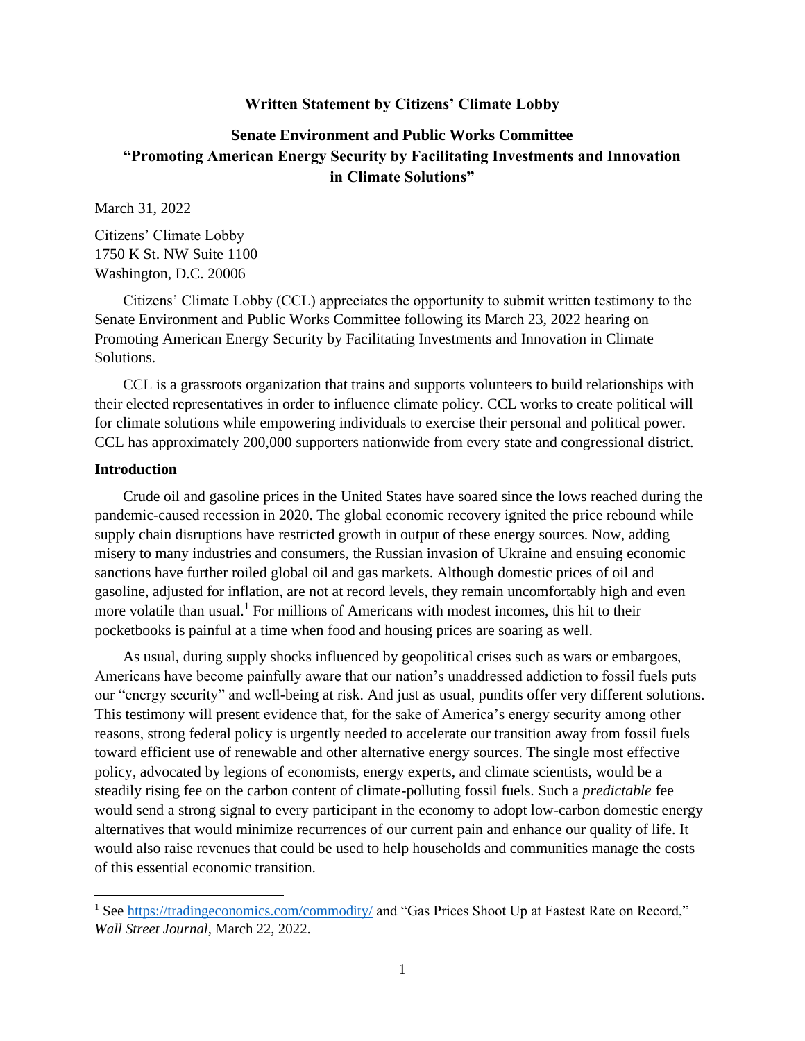**Written Statement by Citizens' Climate Lobby**

**Senate Environment and Public Works Committee**
**"Promoting American Energy Security by Facilitating Investments and Innovation in Climate Solutions"**

March 31, 2022

Citizens' Climate Lobby
1750 K St. NW Suite 1100
Washington, D.C. 20006

Citizens' Climate Lobby (CCL) appreciates the opportunity to submit written testimony to the Senate Environment and Public Works Committee following its March 23, 2022 hearing on Promoting American Energy Security by Facilitating Investments and Innovation in Climate Solutions.

CCL is a grassroots organization that trains and supports volunteers to build relationships with their elected representatives in order to influence climate policy. CCL works to create political will for climate solutions while empowering individuals to exercise their personal and political power. CCL has approximately 200,000 supporters nationwide from every state and congressional district.

**Introduction**

Crude oil and gasoline prices in the United States have soared since the lows reached during the pandemic-caused recession in 2020. The global economic recovery ignited the price rebound while supply chain disruptions have restricted growth in output of these energy sources. Now, adding misery to many industries and consumers, the Russian invasion of Ukraine and ensuing economic sanctions have further roiled global oil and gas markets. Although domestic prices of oil and gasoline, adjusted for inflation, are not at record levels, they remain uncomfortably high and even more volatile than usual.[1] For millions of Americans with modest incomes, this hit to their pocketbooks is painful at a time when food and housing prices are soaring as well.

As usual, during supply shocks influenced by geopolitical crises such as wars or embargoes, Americans have become painfully aware that our nation's unaddressed addiction to fossil fuels puts our "energy security" and well-being at risk. And just as usual, pundits offer very different solutions. This testimony will present evidence that, for the sake of America's energy security among other reasons, strong federal policy is urgently needed to accelerate our transition away from fossil fuels toward efficient use of renewable and other alternative energy sources. The single most effective policy, advocated by legions of economists, energy experts, and climate scientists, would be a steadily rising fee on the carbon content of climate-polluting fossil fuels. Such a *predictable* fee would send a strong signal to every participant in the economy to adopt low-carbon domestic energy alternatives that would minimize recurrences of our current pain and enhance our quality of life. It would also raise revenues that could be used to help households and communities manage the costs of this essential economic transition.

---

[1] See https://tradingeconomics.com/commodity/ and "Gas Prices Shoot Up at Fastest Rate on Record," *Wall Street Journal*, March 22, 2022.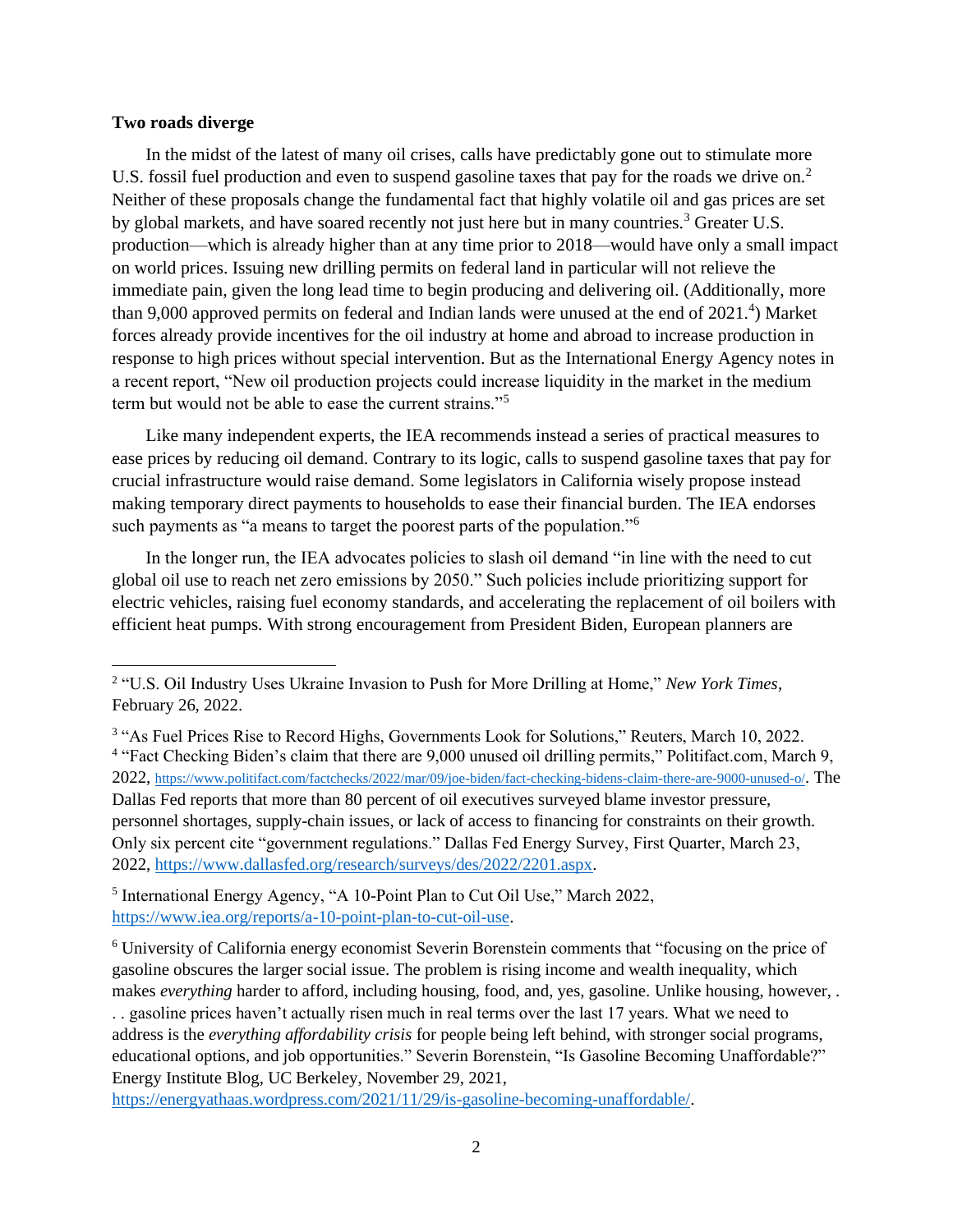**Two roads diverge**

In the midst of the latest of many oil crises, calls have predictably gone out to stimulate more U.S. fossil fuel production and even to suspend gasoline taxes that pay for the roads we drive on.[2] Neither of these proposals change the fundamental fact that highly volatile oil and gas prices are set by global markets, and have soared recently not just here but in many countries.[3] Greater U.S. production—which is already higher than at any time prior to 2018—would have only a small impact on world prices. Issuing new drilling permits on federal land in particular will not relieve the immediate pain, given the long lead time to begin producing and delivering oil. (Additionally, more than 9,000 approved permits on federal and Indian lands were unused at the end of 2021.[4]) Market forces already provide incentives for the oil industry at home and abroad to increase production in response to high prices without special intervention. But as the International Energy Agency notes in a recent report, "New oil production projects could increase liquidity in the market in the medium term but would not be able to ease the current strains."[5]

Like many independent experts, the IEA recommends instead a series of practical measures to ease prices by reducing oil demand. Contrary to its logic, calls to suspend gasoline taxes that pay for crucial infrastructure would raise demand. Some legislators in California wisely propose instead making temporary direct payments to households to ease their financial burden. The IEA endorses such payments as "a means to target the poorest parts of the population."[6]

In the longer run, the IEA advocates policies to slash oil demand "in line with the need to cut global oil use to reach net zero emissions by 2050." Such policies include prioritizing support for electric vehicles, raising fuel economy standards, and accelerating the replacement of oil boilers with efficient heat pumps. With strong encouragement from President Biden, European planners are

---

[2] "U.S. Oil Industry Uses Ukraine Invasion to Push for More Drilling at Home," *New York Times*, February 26, 2022.

[3] "As Fuel Prices Rise to Record Highs, Governments Look for Solutions," Reuters, March 10, 2022.

[4] "Fact Checking Biden's claim that there are 9,000 unused oil drilling permits," Politifact.com, March 9, 2022, https://www.politifact.com/factchecks/2022/mar/09/joe-biden/fact-checking-bidens-claim-there-are-9000-unused-o/. The Dallas Fed reports that more than 80 percent of oil executives surveyed blame investor pressure, personnel shortages, supply-chain issues, or lack of access to financing for constraints on their growth. Only six percent cite "government regulations." Dallas Fed Energy Survey, First Quarter, March 23, 2022, https://www.dallasfed.org/research/surveys/des/2022/2201.aspx.

[5] International Energy Agency, "A 10-Point Plan to Cut Oil Use," March 2022, https://www.iea.org/reports/a-10-point-plan-to-cut-oil-use.

[6] University of California energy economist Severin Borenstein comments that "focusing on the price of gasoline obscures the larger social issue. The problem is rising income and wealth inequality, which makes *everything* harder to afford, including housing, food, and, yes, gasoline. Unlike housing, however, . . . gasoline prices haven't actually risen much in real terms over the last 17 years. What we need to address is the *everything affordability crisis* for people being left behind, with stronger social programs, educational options, and job opportunities." Severin Borenstein, "Is Gasoline Becoming Unaffordable?" Energy Institute Blog, UC Berkeley, November 29, 2021, https://energyathaas.wordpress.com/2021/11/29/is-gasoline-becoming-unaffordable/.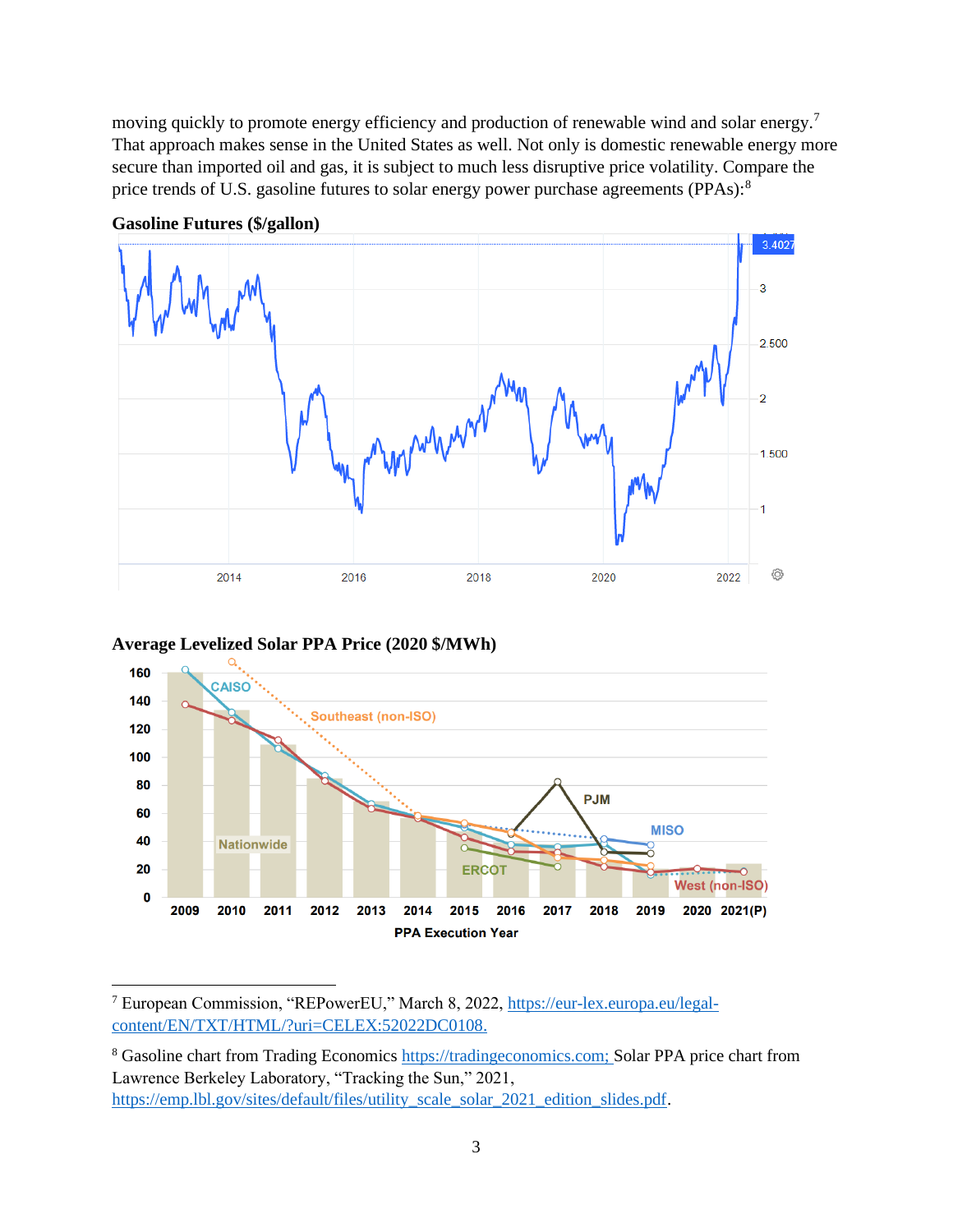moving quickly to promote energy efficiency and production of renewable wind and solar energy.[7] That approach makes sense in the United States as well. Not only is domestic renewable energy more secure than imported oil and gas, it is subject to much less disruptive price volatility. Compare the price trends of U.S. gasoline futures to solar energy power purchase agreements (PPAs):[8]

**Gasoline Futures ($/gallon)**

**Average Levelized Solar PPA Price (2020 $/MWh)**

---

[7] European Commission, "REPowerEU," March 8, 2022, https://eur-lex.europa.eu/legal-content/EN/TXT/HTML/?uri=CELEX:52022DC0108.

[8] Gasoline chart from Trading Economics https://tradingeconomics.com; Solar PPA price chart from Lawrence Berkeley Laboratory, "Tracking the Sun," 2021, https://emp.lbl.gov/sites/default/files/utility_scale_solar_2021_edition_slides.pdf.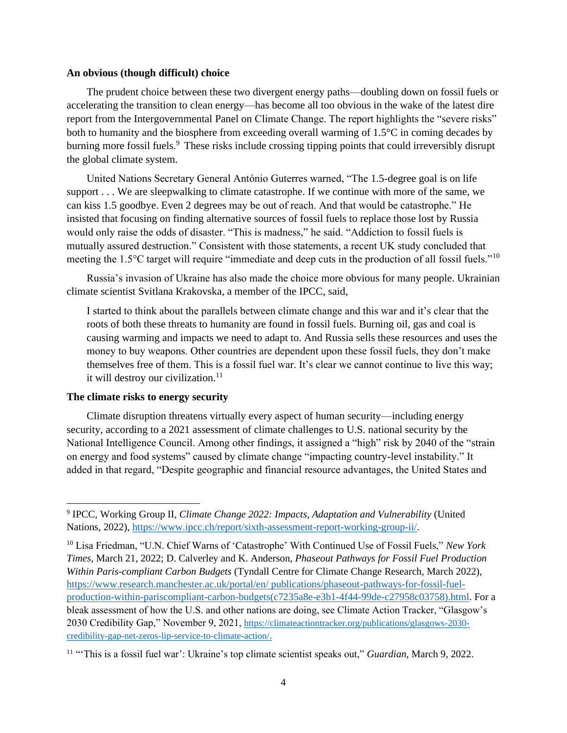**An obvious (though difficult) choice**

The prudent choice between these two divergent energy paths—doubling down on fossil fuels or accelerating the transition to clean energy—has become all too obvious in the wake of the latest dire report from the Intergovernmental Panel on Climate Change. The report highlights the "severe risks" both to humanity and the biosphere from exceeding overall warming of 1.5°C in coming decades by burning more fossil fuels.[9] These risks include crossing tipping points that could irreversibly disrupt the global climate system.

United Nations Secretary General António Guterres warned, "The 1.5-degree goal is on life support . . . We are sleepwalking to climate catastrophe. If we continue with more of the same, we can kiss 1.5 goodbye. Even 2 degrees may be out of reach. And that would be catastrophe." He insisted that focusing on finding alternative sources of fossil fuels to replace those lost by Russia would only raise the odds of disaster. "This is madness," he said. "Addiction to fossil fuels is mutually assured destruction." Consistent with those statements, a recent UK study concluded that meeting the 1.5°C target will require "immediate and deep cuts in the production of all fossil fuels."[10]

Russia's invasion of Ukraine has also made the choice more obvious for many people. Ukrainian climate scientist Svitlana Krakovska, a member of the IPCC, said,

> I started to think about the parallels between climate change and this war and it's clear that the roots of both these threats to humanity are found in fossil fuels. Burning oil, gas and coal is causing warming and impacts we need to adapt to. And Russia sells these resources and uses the money to buy weapons. Other countries are dependent upon these fossil fuels, they don't make themselves free of them. This is a fossil fuel war. It's clear we cannot continue to live this way; it will destroy our civilization.[11]

**The climate risks to energy security**

Climate disruption threatens virtually every aspect of human security—including energy security, according to a 2021 assessment of climate challenges to U.S. national security by the National Intelligence Council. Among other findings, it assigned a "high" risk by 2040 of the "strain on energy and food systems" caused by climate change "impacting country-level instability." It added in that regard, "Despite geographic and financial resource advantages, the United States and

---

[9] IPCC, Working Group II, *Climate Change 2022: Impacts, Adaptation and Vulnerability* (United Nations, 2022), https://www.ipcc.ch/report/sixth-assessment-report-working-group-ii/.

[10] Lisa Friedman, "U.N. Chief Warns of 'Catastrophe' With Continued Use of Fossil Fuels," *New York Times*, March 21, 2022; D. Calverley and K. Anderson, *Phaseout Pathways for Fossil Fuel Production Within Paris-compliant Carbon Budgets* (Tyndall Centre for Climate Change Research, March 2022), https://www.research.manchester.ac.uk/portal/en/ publications/phaseout-pathways-for-fossil-fuel-production-within-pariscompliant-carbon-budgets(c7235a8e-e3b1-4f44-99de-c27958c03758).html. For a bleak assessment of how the U.S. and other nations are doing, see Climate Action Tracker, "Glasgow's 2030 Credibility Gap," November 9, 2021, https://climateactiontracker.org/publications/glasgows-2030-credibility-gap-net-zeros-lip-service-to-climate-action/.

[11] "'This is a fossil fuel war': Ukraine's top climate scientist speaks out," *Guardian*, March 9, 2022.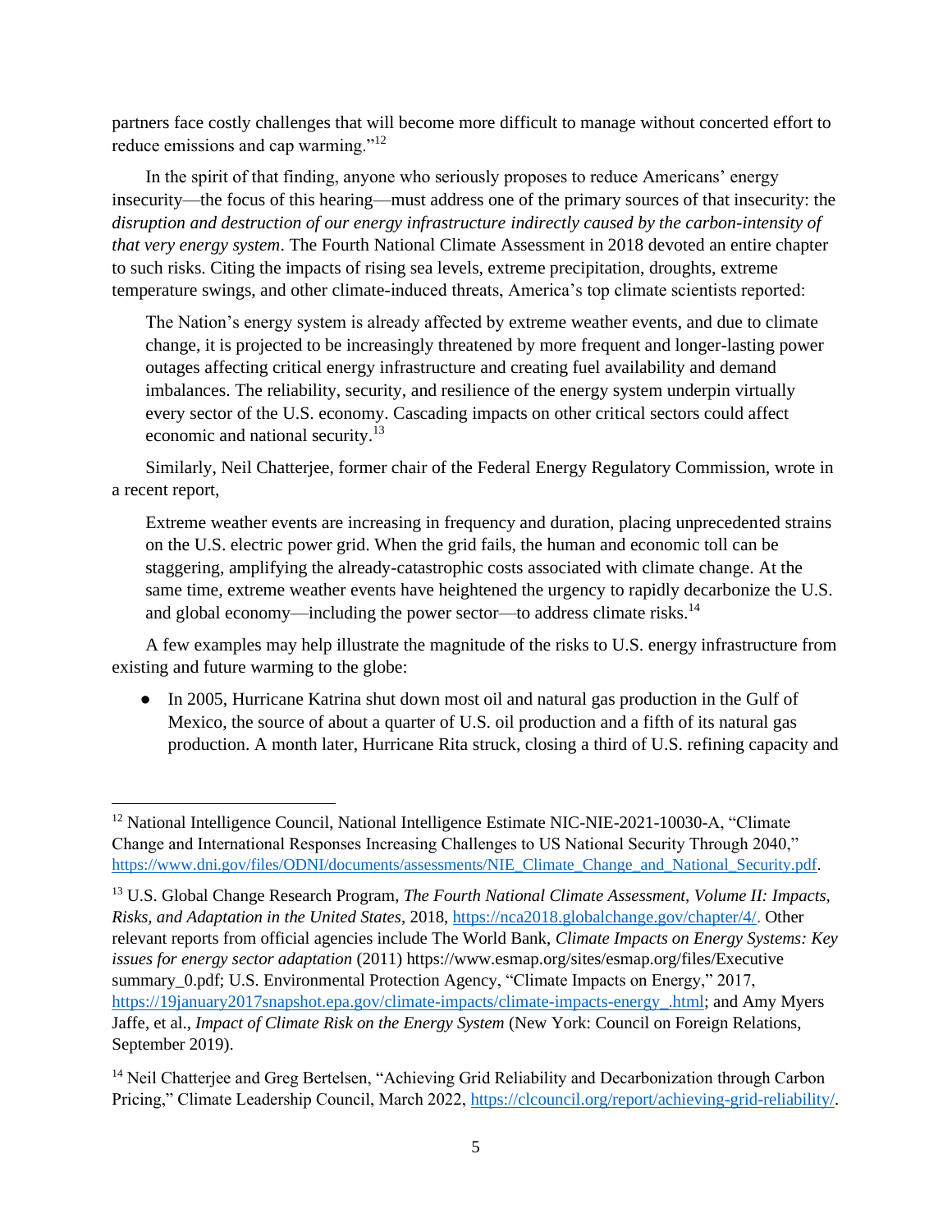partners face costly challenges that will become more difficult to manage without concerted effort to reduce emissions and cap warming."[12]

In the spirit of that finding, anyone who seriously proposes to reduce Americans' energy insecurity—the focus of this hearing—must address one of the primary sources of that insecurity: the *disruption and destruction of our energy infrastructure indirectly caused by the carbon-intensity of that very energy system*. The Fourth National Climate Assessment in 2018 devoted an entire chapter to such risks. Citing the impacts of rising sea levels, extreme precipitation, droughts, extreme temperature swings, and other climate-induced threats, America's top climate scientists reported:

> The Nation's energy system is already affected by extreme weather events, and due to climate change, it is projected to be increasingly threatened by more frequent and longer-lasting power outages affecting critical energy infrastructure and creating fuel availability and demand imbalances. The reliability, security, and resilience of the energy system underpin virtually every sector of the U.S. economy. Cascading impacts on other critical sectors could affect economic and national security.[13]

Similarly, Neil Chatterjee, former chair of the Federal Energy Regulatory Commission, wrote in a recent report,

> Extreme weather events are increasing in frequency and duration, placing unprecedented strains on the U.S. electric power grid. When the grid fails, the human and economic toll can be staggering, amplifying the already-catastrophic costs associated with climate change. At the same time, extreme weather events have heightened the urgency to rapidly decarbonize the U.S. and global economy—including the power sector—to address climate risks.[14]

A few examples may help illustrate the magnitude of the risks to U.S. energy infrastructure from existing and future warming to the globe:

- In 2005, Hurricane Katrina shut down most oil and natural gas production in the Gulf of Mexico, the source of about a quarter of U.S. oil production and a fifth of its natural gas production. A month later, Hurricane Rita struck, closing a third of U.S. refining capacity and

---

[12] National Intelligence Council, National Intelligence Estimate NIC-NIE-2021-10030-A, "Climate Change and International Responses Increasing Challenges to US National Security Through 2040," https://www.dni.gov/files/ODNI/documents/assessments/NIE_Climate_Change_and_National_Security.pdf.

[13] U.S. Global Change Research Program, *The Fourth National Climate Assessment, Volume II: Impacts, Risks, and Adaptation in the United States*, 2018, https://nca2018.globalchange.gov/chapter/4/. Other relevant reports from official agencies include The World Bank, *Climate Impacts on Energy Systems: Key issues for energy sector adaptation* (2011) https://www.esmap.org/sites/esmap.org/files/Executive summary_0.pdf; U.S. Environmental Protection Agency, "Climate Impacts on Energy," 2017, https://19january2017snapshot.epa.gov/climate-impacts/climate-impacts-energy_.html; and Amy Myers Jaffe, et al., *Impact of Climate Risk on the Energy System* (New York: Council on Foreign Relations, September 2019).

[14] Neil Chatterjee and Greg Bertelsen, "Achieving Grid Reliability and Decarbonization through Carbon Pricing," Climate Leadership Council, March 2022, https://clcouncil.org/report/achieving-grid-reliability/.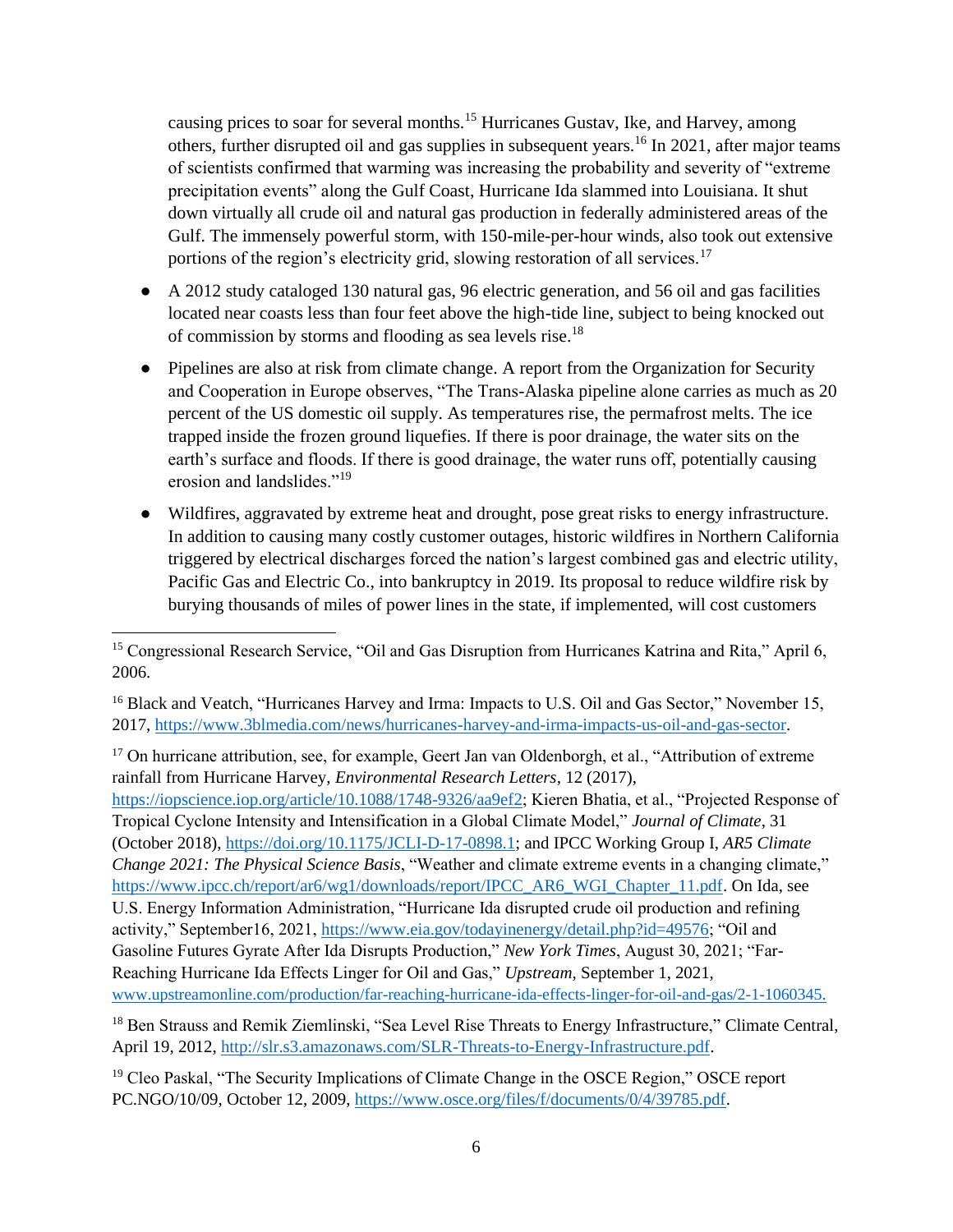causing prices to soar for several months.[15] Hurricanes Gustav, Ike, and Harvey, among others, further disrupted oil and gas supplies in subsequent years.[16] In 2021, after major teams of scientists confirmed that warming was increasing the probability and severity of "extreme precipitation events" along the Gulf Coast, Hurricane Ida slammed into Louisiana. It shut down virtually all crude oil and natural gas production in federally administered areas of the Gulf. The immensely powerful storm, with 150-mile-per-hour winds, also took out extensive portions of the region's electricity grid, slowing restoration of all services.[17]

- A 2012 study cataloged 130 natural gas, 96 electric generation, and 56 oil and gas facilities located near coasts less than four feet above the high-tide line, subject to being knocked out of commission by storms and flooding as sea levels rise.[18]
- Pipelines are also at risk from climate change. A report from the Organization for Security and Cooperation in Europe observes, "The Trans-Alaska pipeline alone carries as much as 20 percent of the US domestic oil supply. As temperatures rise, the permafrost melts. The ice trapped inside the frozen ground liquefies. If there is poor drainage, the water sits on the earth's surface and floods. If there is good drainage, the water runs off, potentially causing erosion and landslides."[19]
- Wildfires, aggravated by extreme heat and drought, pose great risks to energy infrastructure. In addition to causing many costly customer outages, historic wildfires in Northern California triggered by electrical discharges forced the nation's largest combined gas and electric utility, Pacific Gas and Electric Co., into bankruptcy in 2019. Its proposal to reduce wildfire risk by burying thousands of miles of power lines in the state, if implemented, will cost customers

---

[15] Congressional Research Service, "Oil and Gas Disruption from Hurricanes Katrina and Rita," April 6, 2006.

[16] Black and Veatch, "Hurricanes Harvey and Irma: Impacts to U.S. Oil and Gas Sector," November 15, 2017, https://www.3blmedia.com/news/hurricanes-harvey-and-irma-impacts-us-oil-and-gas-sector.

[17] On hurricane attribution, see, for example, Geert Jan van Oldenborgh, et al., "Attribution of extreme rainfall from Hurricane Harvey, *Environmental Research Letters*, 12 (2017), https://iopscience.iop.org/article/10.1088/1748-9326/aa9ef2; Kieren Bhatia, et al., "Projected Response of Tropical Cyclone Intensity and Intensification in a Global Climate Model," *Journal of Climate*, 31 (October 2018), https://doi.org/10.1175/JCLI-D-17-0898.1; and IPCC Working Group I, *AR5 Climate Change 2021: The Physical Science Basis*, "Weather and climate extreme events in a changing climate," https://www.ipcc.ch/report/ar6/wg1/downloads/report/IPCC_AR6_WGI_Chapter_11.pdf. On Ida, see U.S. Energy Information Administration, "Hurricane Ida disrupted crude oil production and refining activity," September16, 2021, https://www.eia.gov/todayinenergy/detail.php?id=49576; "Oil and Gasoline Futures Gyrate After Ida Disrupts Production," *New York Times*, August 30, 2021; "Far-Reaching Hurricane Ida Effects Linger for Oil and Gas," *Upstream*, September 1, 2021, www.upstreamonline.com/production/far-reaching-hurricane-ida-effects-linger-for-oil-and-gas/2-1-1060345.

[18] Ben Strauss and Remik Ziemlinski, "Sea Level Rise Threats to Energy Infrastructure," Climate Central, April 19, 2012, http://slr.s3.amazonaws.com/SLR-Threats-to-Energy-Infrastructure.pdf.

[19] Cleo Paskal, "The Security Implications of Climate Change in the OSCE Region," OSCE report PC.NGO/10/09, October 12, 2009, https://www.osce.org/files/f/documents/0/4/39785.pdf.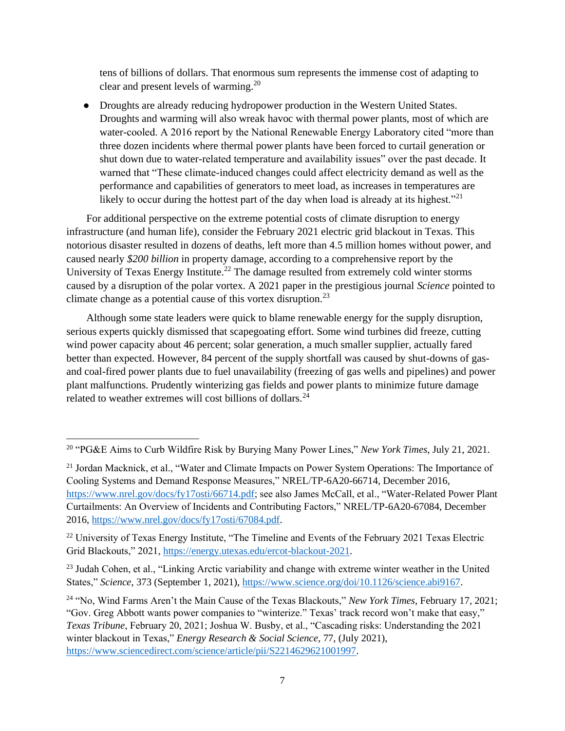tens of billions of dollars. That enormous sum represents the immense cost of adapting to clear and present levels of warming.[20]

- Droughts are already reducing hydropower production in the Western United States. Droughts and warming will also wreak havoc with thermal power plants, most of which are water-cooled. A 2016 report by the National Renewable Energy Laboratory cited "more than three dozen incidents where thermal power plants have been forced to curtail generation or shut down due to water-related temperature and availability issues" over the past decade. It warned that "These climate-induced changes could affect electricity demand as well as the performance and capabilities of generators to meet load, as increases in temperatures are likely to occur during the hottest part of the day when load is already at its highest."[21]

For additional perspective on the extreme potential costs of climate disruption to energy infrastructure (and human life), consider the February 2021 electric grid blackout in Texas. This notorious disaster resulted in dozens of deaths, left more than 4.5 million homes without power, and caused nearly *$200 billion* in property damage, according to a comprehensive report by the University of Texas Energy Institute.[22] The damage resulted from extremely cold winter storms caused by a disruption of the polar vortex. A 2021 paper in the prestigious journal *Science* pointed to climate change as a potential cause of this vortex disruption.[23]

Although some state leaders were quick to blame renewable energy for the supply disruption, serious experts quickly dismissed that scapegoating effort. Some wind turbines did freeze, cutting wind power capacity about 46 percent; solar generation, a much smaller supplier, actually fared better than expected. However, 84 percent of the supply shortfall was caused by shut-downs of gas- and coal-fired power plants due to fuel unavailability (freezing of gas wells and pipelines) and power plant malfunctions. Prudently winterizing gas fields and power plants to minimize future damage related to weather extremes will cost billions of dollars.[24]

---

[20] "PG&E Aims to Curb Wildfire Risk by Burying Many Power Lines," *New York Times*, July 21, 2021.

[21] Jordan Macknick, et al., "Water and Climate Impacts on Power System Operations: The Importance of Cooling Systems and Demand Response Measures," NREL/TP-6A20-66714, December 2016, https://www.nrel.gov/docs/fy17osti/66714.pdf; see also James McCall, et al., "Water-Related Power Plant Curtailments: An Overview of Incidents and Contributing Factors," NREL/TP-6A20-67084, December 2016, https://www.nrel.gov/docs/fy17osti/67084.pdf.

[22] University of Texas Energy Institute, "The Timeline and Events of the February 2021 Texas Electric Grid Blackouts," 2021, https://energy.utexas.edu/ercot-blackout-2021.

[23] Judah Cohen, et al., "Linking Arctic variability and change with extreme winter weather in the United States," *Science*, 373 (September 1, 2021), https://www.science.org/doi/10.1126/science.abi9167.

[24] "No, Wind Farms Aren't the Main Cause of the Texas Blackouts," *New York Times*, February 17, 2021; "Gov. Greg Abbott wants power companies to "winterize." Texas' track record won't make that easy," *Texas Tribune*, February 20, 2021; Joshua W. Busby, et al., "Cascading risks: Understanding the 2021 winter blackout in Texas," *Energy Research & Social Science*, 77, (July 2021), https://www.sciencedirect.com/science/article/pii/S2214629621001997.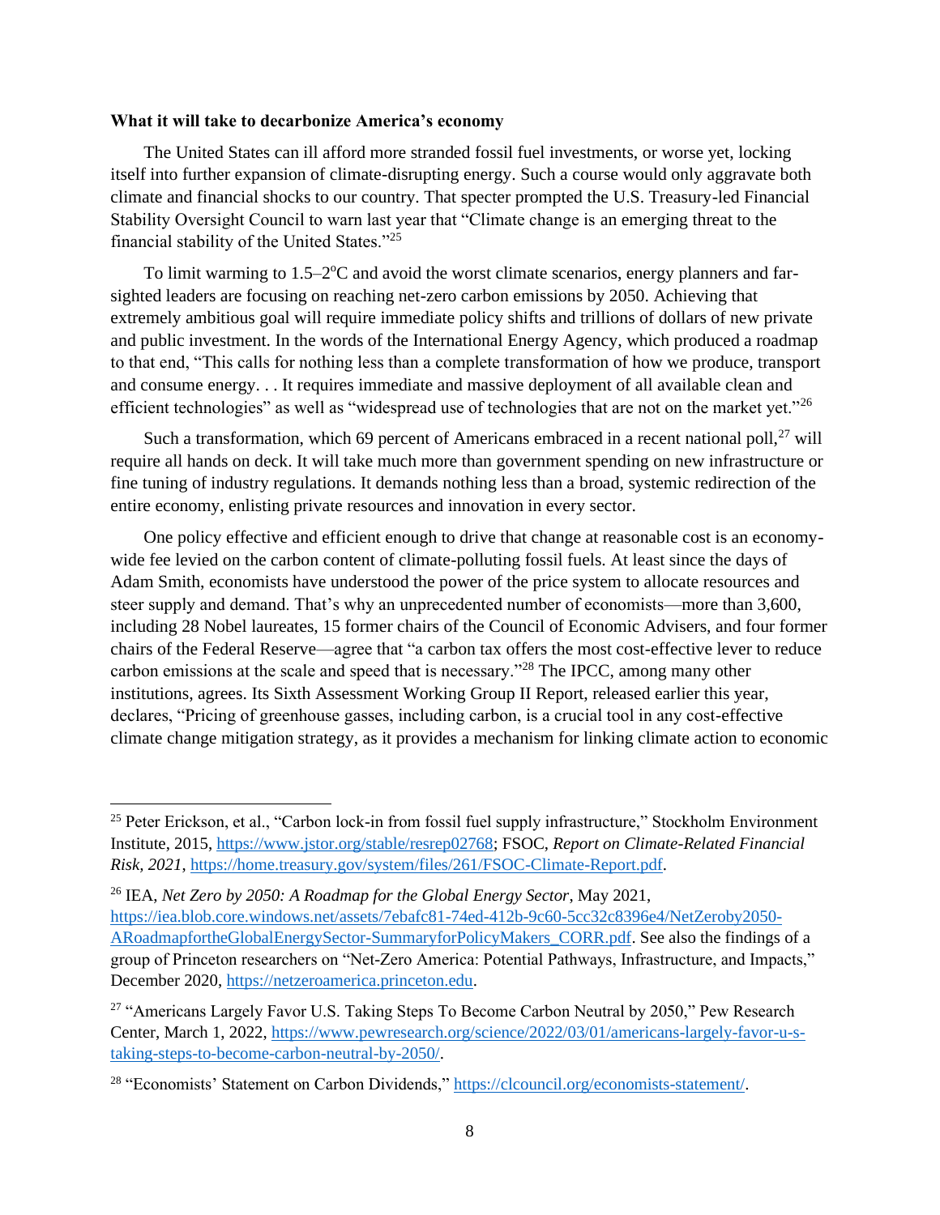**What it will take to decarbonize America's economy**

The United States can ill afford more stranded fossil fuel investments, or worse yet, locking itself into further expansion of climate-disrupting energy. Such a course would only aggravate both climate and financial shocks to our country. That specter prompted the U.S. Treasury-led Financial Stability Oversight Council to warn last year that "Climate change is an emerging threat to the financial stability of the United States."[25]

To limit warming to 1.5–2°C and avoid the worst climate scenarios, energy planners and far-sighted leaders are focusing on reaching net-zero carbon emissions by 2050. Achieving that extremely ambitious goal will require immediate policy shifts and trillions of dollars of new private and public investment. In the words of the International Energy Agency, which produced a roadmap to that end, "This calls for nothing less than a complete transformation of how we produce, transport and consume energy. . . It requires immediate and massive deployment of all available clean and efficient technologies" as well as "widespread use of technologies that are not on the market yet."[26]

Such a transformation, which 69 percent of Americans embraced in a recent national poll,[27] will require all hands on deck. It will take much more than government spending on new infrastructure or fine tuning of industry regulations. It demands nothing less than a broad, systemic redirection of the entire economy, enlisting private resources and innovation in every sector.

One policy effective and efficient enough to drive that change at reasonable cost is an economy-wide fee levied on the carbon content of climate-polluting fossil fuels. At least since the days of Adam Smith, economists have understood the power of the price system to allocate resources and steer supply and demand. That's why an unprecedented number of economists—more than 3,600, including 28 Nobel laureates, 15 former chairs of the Council of Economic Advisers, and four former chairs of the Federal Reserve—agree that "a carbon tax offers the most cost-effective lever to reduce carbon emissions at the scale and speed that is necessary."[28] The IPCC, among many other institutions, agrees. Its Sixth Assessment Working Group II Report, released earlier this year, declares, "Pricing of greenhouse gasses, including carbon, is a crucial tool in any cost-effective climate change mitigation strategy, as it provides a mechanism for linking climate action to economic

---

[25] Peter Erickson, et al., "Carbon lock-in from fossil fuel supply infrastructure," Stockholm Environment Institute, 2015, https://www.jstor.org/stable/resrep02768; FSOC, *Report on Climate-Related Financial Risk, 2021*, https://home.treasury.gov/system/files/261/FSOC-Climate-Report.pdf.

[26] IEA, *Net Zero by 2050: A Roadmap for the Global Energy Sector*, May 2021, https://iea.blob.core.windows.net/assets/7ebafc81-74ed-412b-9c60-5cc32c8396e4/NetZeroby2050-ARoadmapfortheGlobalEnergySector-SummaryforPolicyMakers_CORR.pdf. See also the findings of a group of Princeton researchers on "Net-Zero America: Potential Pathways, Infrastructure, and Impacts," December 2020, https://netzeroamerica.princeton.edu.

[27] "Americans Largely Favor U.S. Taking Steps To Become Carbon Neutral by 2050," Pew Research Center, March 1, 2022, https://www.pewresearch.org/science/2022/03/01/americans-largely-favor-u-s-taking-steps-to-become-carbon-neutral-by-2050/.

[28] "Economists' Statement on Carbon Dividends," https://clcouncil.org/economists-statement/.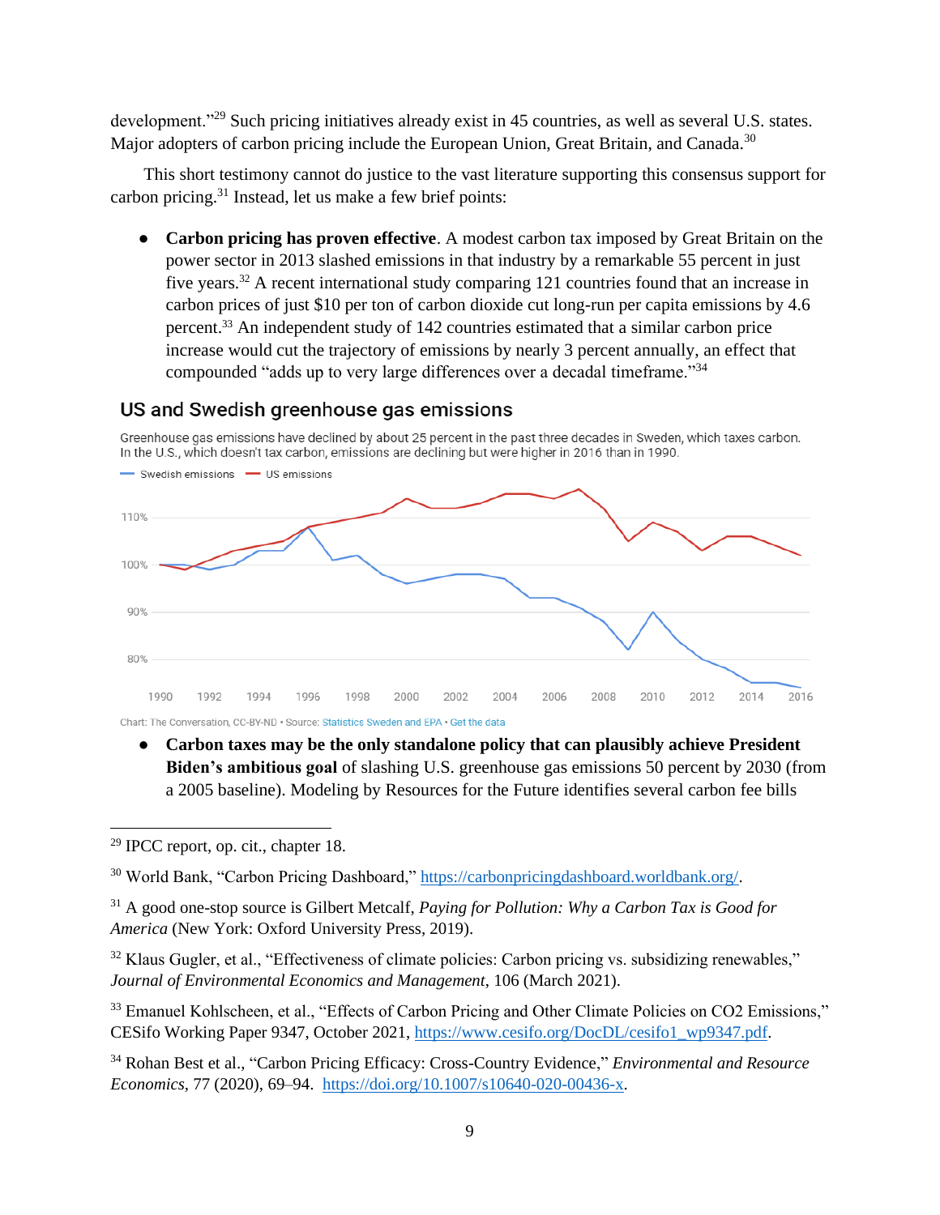development."[29] Such pricing initiatives already exist in 45 countries, as well as several U.S. states. Major adopters of carbon pricing include the European Union, Great Britain, and Canada.[30]

This short testimony cannot do justice to the vast literature supporting this consensus support for carbon pricing.[31] Instead, let us make a few brief points:

- **Carbon pricing has proven effective**. A modest carbon tax imposed by Great Britain on the power sector in 2013 slashed emissions in that industry by a remarkable 55 percent in just five years.[32] A recent international study comparing 121 countries found that an increase in carbon prices of just $10 per ton of carbon dioxide cut long-run per capita emissions by 4.6 percent.[33] An independent study of 142 countries estimated that a similar carbon price increase would cut the trajectory of emissions by nearly 3 percent annually, an effect that compounded "adds up to very large differences over a decadal timeframe."[34]

## US and Swedish greenhouse gas emissions

Greenhouse gas emissions have declined by about 25 percent in the past three decades in Sweden, which taxes carbon. In the U.S., which doesn't tax carbon, emissions are declining but were higher in 2016 than in 1990.

Chart: The Conversation, CC-BY-ND • Source: Statistics Sweden and EPA • Get the data

- **Carbon taxes may be the only standalone policy that can plausibly achieve President Biden's ambitious goal** of slashing U.S. greenhouse gas emissions 50 percent by 2030 (from a 2005 baseline). Modeling by Resources for the Future identifies several carbon fee bills

---

[29] IPCC report, op. cit., chapter 18.

[30] World Bank, "Carbon Pricing Dashboard," https://carbonpricingdashboard.worldbank.org/.

[31] A good one-stop source is Gilbert Metcalf, *Paying for Pollution: Why a Carbon Tax is Good for America* (New York: Oxford University Press, 2019).

[32] Klaus Gugler, et al., "Effectiveness of climate policies: Carbon pricing vs. subsidizing renewables," *Journal of Environmental Economics and Management*, 106 (March 2021).

[33] Emanuel Kohlscheen, et al., "Effects of Carbon Pricing and Other Climate Policies on CO2 Emissions," CESifo Working Paper 9347, October 2021, https://www.cesifo.org/DocDL/cesifo1_wp9347.pdf.

[34] Rohan Best et al., "Carbon Pricing Efficacy: Cross-Country Evidence," *Environmental and Resource Economics*, 77 (2020), 69–94. https://doi.org/10.1007/s10640-020-00436-x.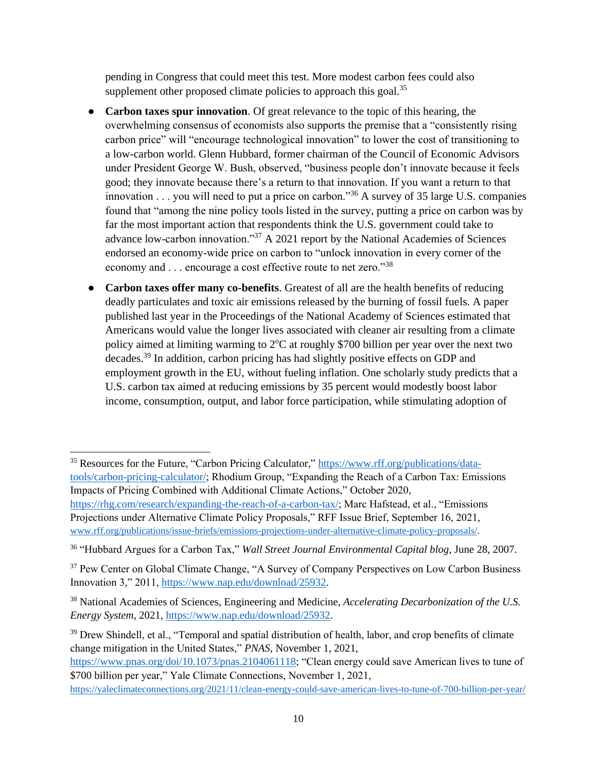pending in Congress that could meet this test. More modest carbon fees could also supplement other proposed climate policies to approach this goal.[35]

- **Carbon taxes spur innovation**. Of great relevance to the topic of this hearing, the overwhelming consensus of economists also supports the premise that a "consistently rising carbon price" will "encourage technological innovation" to lower the cost of transitioning to a low-carbon world. Glenn Hubbard, former chairman of the Council of Economic Advisors under President George W. Bush, observed, "business people don't innovate because it feels good; they innovate because there's a return to that innovation. If you want a return to that innovation . . . you will need to put a price on carbon."[36] A survey of 35 large U.S. companies found that "among the nine policy tools listed in the survey, putting a price on carbon was by far the most important action that respondents think the U.S. government could take to advance low-carbon innovation."[37] A 2021 report by the National Academies of Sciences endorsed an economy-wide price on carbon to "unlock innovation in every corner of the economy and . . . encourage a cost effective route to net zero."[38]

- **Carbon taxes offer many co-benefits**. Greatest of all are the health benefits of reducing deadly particulates and toxic air emissions released by the burning of fossil fuels. A paper published last year in the Proceedings of the National Academy of Sciences estimated that Americans would value the longer lives associated with cleaner air resulting from a climate policy aimed at limiting warming to 2°C at roughly $700 billion per year over the next two decades.[39] In addition, carbon pricing has had slightly positive effects on GDP and employment growth in the EU, without fueling inflation. One scholarly study predicts that a U.S. carbon tax aimed at reducing emissions by 35 percent would modestly boost labor income, consumption, output, and labor force participation, while stimulating adoption of

---

[35] Resources for the Future, "Carbon Pricing Calculator," https://www.rff.org/publications/data-tools/carbon-pricing-calculator/; Rhodium Group, "Expanding the Reach of a Carbon Tax: Emissions Impacts of Pricing Combined with Additional Climate Actions," October 2020, https://rhg.com/research/expanding-the-reach-of-a-carbon-tax/; Marc Hafstead, et al., "Emissions Projections under Alternative Climate Policy Proposals," RFF Issue Brief, September 16, 2021, www.rff.org/publications/issue-briefs/emissions-projections-under-alternative-climate-policy-proposals/.

[36] "Hubbard Argues for a Carbon Tax," *Wall Street Journal Environmental Capital blog*, June 28, 2007.

[37] Pew Center on Global Climate Change, "A Survey of Company Perspectives on Low Carbon Business Innovation 3," 2011, https://www.nap.edu/download/25932.

[38] National Academies of Sciences, Engineering and Medicine, *Accelerating Decarbonization of the U.S. Energy System*, 2021, https://www.nap.edu/download/25932.

[39] Drew Shindell, et al., "Temporal and spatial distribution of health, labor, and crop benefits of climate change mitigation in the United States," *PNAS*, November 1, 2021, https://www.pnas.org/doi/10.1073/pnas.2104061118; "Clean energy could save American lives to tune of $700 billion per year," Yale Climate Connections, November 1, 2021, https://yaleclimateconnections.org/2021/11/clean-energy-could-save-american-lives-to-tune-of-700-billion-per-year/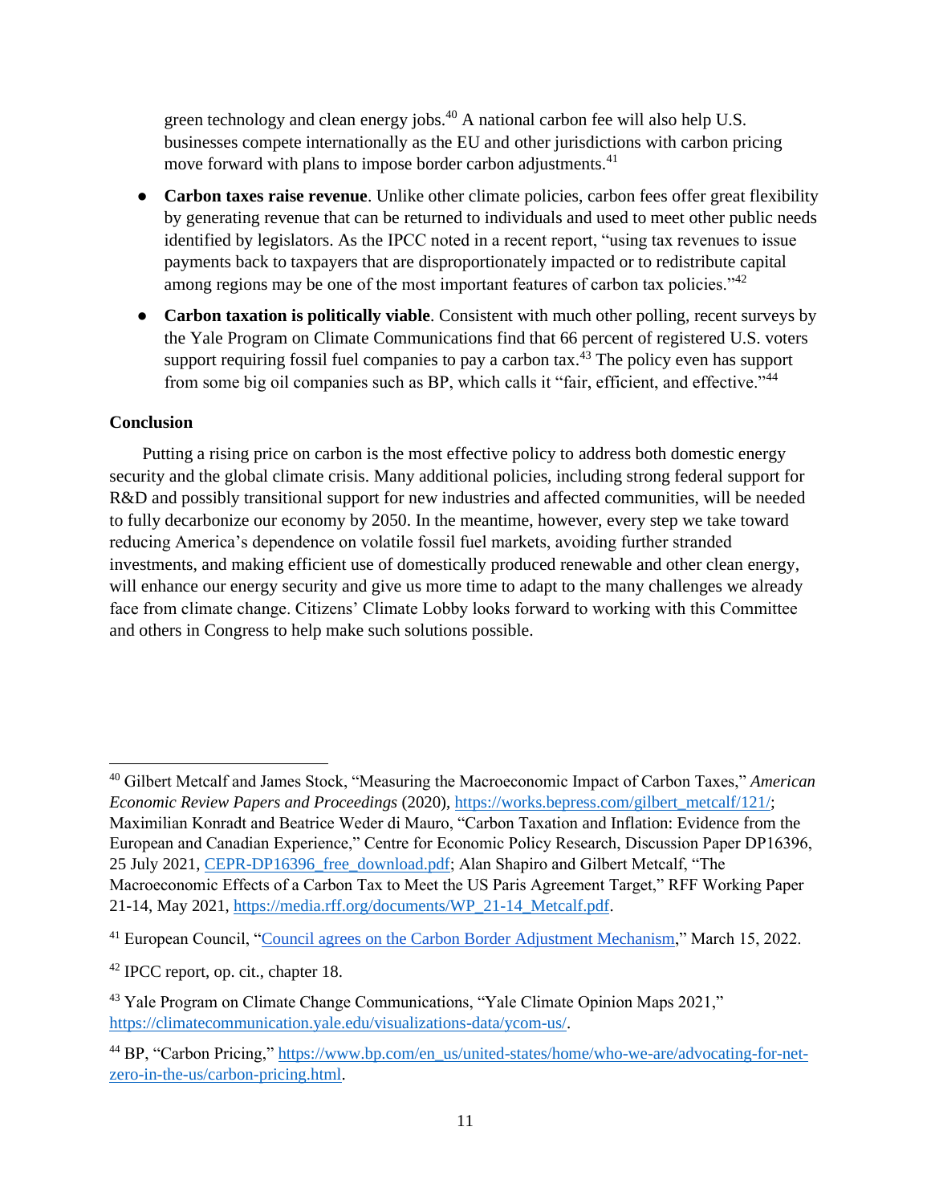green technology and clean energy jobs.[40] A national carbon fee will also help U.S. businesses compete internationally as the EU and other jurisdictions with carbon pricing move forward with plans to impose border carbon adjustments.[41]

- **Carbon taxes raise revenue**. Unlike other climate policies, carbon fees offer great flexibility by generating revenue that can be returned to individuals and used to meet other public needs identified by legislators. As the IPCC noted in a recent report, "using tax revenues to issue payments back to taxpayers that are disproportionately impacted or to redistribute capital among regions may be one of the most important features of carbon tax policies."[42]
- **Carbon taxation is politically viable**. Consistent with much other polling, recent surveys by the Yale Program on Climate Communications find that 66 percent of registered U.S. voters support requiring fossil fuel companies to pay a carbon tax.[43] The policy even has support from some big oil companies such as BP, which calls it "fair, efficient, and effective."[44]

**Conclusion**

Putting a rising price on carbon is the most effective policy to address both domestic energy security and the global climate crisis. Many additional policies, including strong federal support for R&D and possibly transitional support for new industries and affected communities, will be needed to fully decarbonize our economy by 2050. In the meantime, however, every step we take toward reducing America's dependence on volatile fossil fuel markets, avoiding further stranded investments, and making efficient use of domestically produced renewable and other clean energy, will enhance our energy security and give us more time to adapt to the many challenges we already face from climate change. Citizens' Climate Lobby looks forward to working with this Committee and others in Congress to help make such solutions possible.

---

[40] Gilbert Metcalf and James Stock, "Measuring the Macroeconomic Impact of Carbon Taxes," *American Economic Review Papers and Proceedings* (2020), https://works.bepress.com/gilbert_metcalf/121/; Maximilian Konradt and Beatrice Weder di Mauro, "Carbon Taxation and Inflation: Evidence from the European and Canadian Experience," Centre for Economic Policy Research, Discussion Paper DP16396, 25 July 2021, CEPR-DP16396_free_download.pdf; Alan Shapiro and Gilbert Metcalf, "The Macroeconomic Effects of a Carbon Tax to Meet the US Paris Agreement Target," RFF Working Paper 21-14, May 2021, https://media.rff.org/documents/WP_21-14_Metcalf.pdf.

[41] European Council, "Council agrees on the Carbon Border Adjustment Mechanism," March 15, 2022.

[42] IPCC report, op. cit., chapter 18.

[43] Yale Program on Climate Change Communications, "Yale Climate Opinion Maps 2021," https://climatecommunication.yale.edu/visualizations-data/ycom-us/.

[44] BP, "Carbon Pricing," https://www.bp.com/en_us/united-states/home/who-we-are/advocating-for-net-zero-in-the-us/carbon-pricing.html.